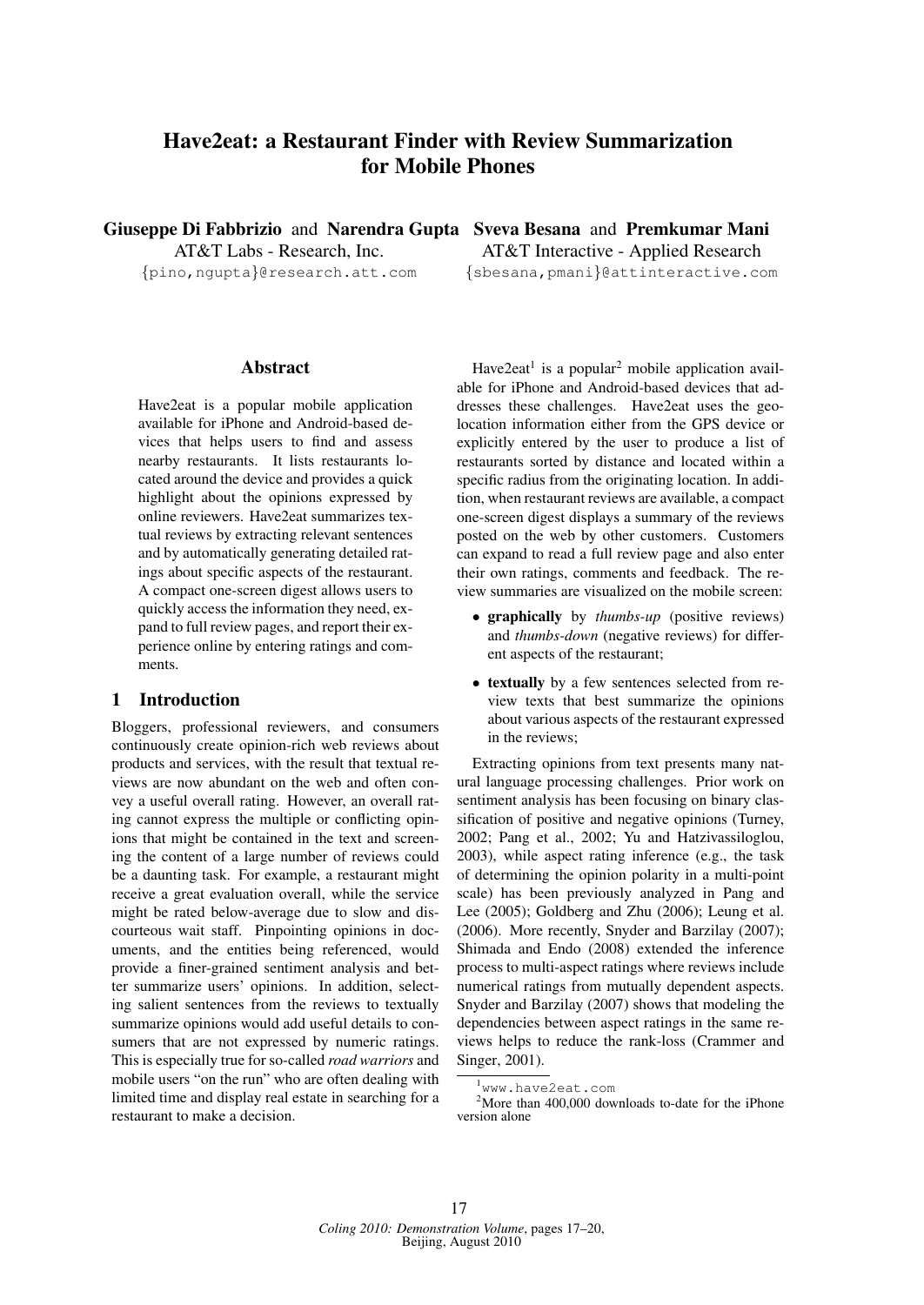# Have2eat: a Restaurant Finder with Review Summarization for Mobile Phones

**Giuseppe Di Fabbrizio** and **Narendra Gupta**
AT&T Labs - Research, Inc.
{pino,ngupta}@research.att.com

**Sveva Besana** and **Premkumar Mani**
AT&T Interactive - Applied Research
{sbesana,pmani}@attinteractive.com

## Abstract

Have2eat is a popular mobile application available for iPhone and Android-based devices that helps users to find and assess nearby restaurants. It lists restaurants located around the device and provides a quick highlight about the opinions expressed by online reviewers. Have2eat summarizes textual reviews by extracting relevant sentences and by automatically generating detailed ratings about specific aspects of the restaurant. A compact one-screen digest allows users to quickly access the information they need, expand to full review pages, and report their experience online by entering ratings and comments.

## 1 Introduction

Bloggers, professional reviewers, and consumers continuously create opinion-rich web reviews about products and services, with the result that textual reviews are now abundant on the web and often convey a useful overall rating. However, an overall rating cannot express the multiple or conflicting opinions that might be contained in the text and screening the content of a large number of reviews could be a daunting task. For example, a restaurant might receive a great evaluation overall, while the service might be rated below-average due to slow and discourteous wait staff. Pinpointing opinions in documents, and the entities being referenced, would provide a finer-grained sentiment analysis and better summarize users' opinions. In addition, selecting salient sentences from the reviews to textually summarize opinions would add useful details to consumers that are not expressed by numeric ratings. This is especially true for so-called *road warriors* and mobile users "on the run" who are often dealing with limited time and display real estate in searching for a restaurant to make a decision.

Have2eat[1] is a popular[2] mobile application available for iPhone and Android-based devices that addresses these challenges. Have2eat uses the geolocation information either from the GPS device or explicitly entered by the user to produce a list of restaurants sorted by distance and located within a specific radius from the originating location. In addition, when restaurant reviews are available, a compact one-screen digest displays a summary of the reviews posted on the web by other customers. Customers can expand to read a full review page and also enter their own ratings, comments and feedback. The review summaries are visualized on the mobile screen:

- **graphically** by *thumbs-up* (positive reviews) and *thumbs-down* (negative reviews) for different aspects of the restaurant;
- **textually** by a few sentences selected from review texts that best summarize the opinions about various aspects of the restaurant expressed in the reviews;

Extracting opinions from text presents many natural language processing challenges. Prior work on sentiment analysis has been focusing on binary classification of positive and negative opinions (Turney, 2002; Pang et al., 2002; Yu and Hatzivassiloglou, 2003), while aspect rating inference (e.g., the task of determining the opinion polarity in a multi-point scale) has been previously analyzed in Pang and Lee (2005); Goldberg and Zhu (2006); Leung et al. (2006). More recently, Snyder and Barzilay (2007); Shimada and Endo (2008) extended the inference process to multi-aspect ratings where reviews include numerical ratings from mutually dependent aspects. Snyder and Barzilay (2007) shows that modeling the dependencies between aspect ratings in the same reviews helps to reduce the rank-loss (Crammer and Singer, 2001).

[1] www.have2eat.com

[2] More than 400,000 downloads to-date for the iPhone version alone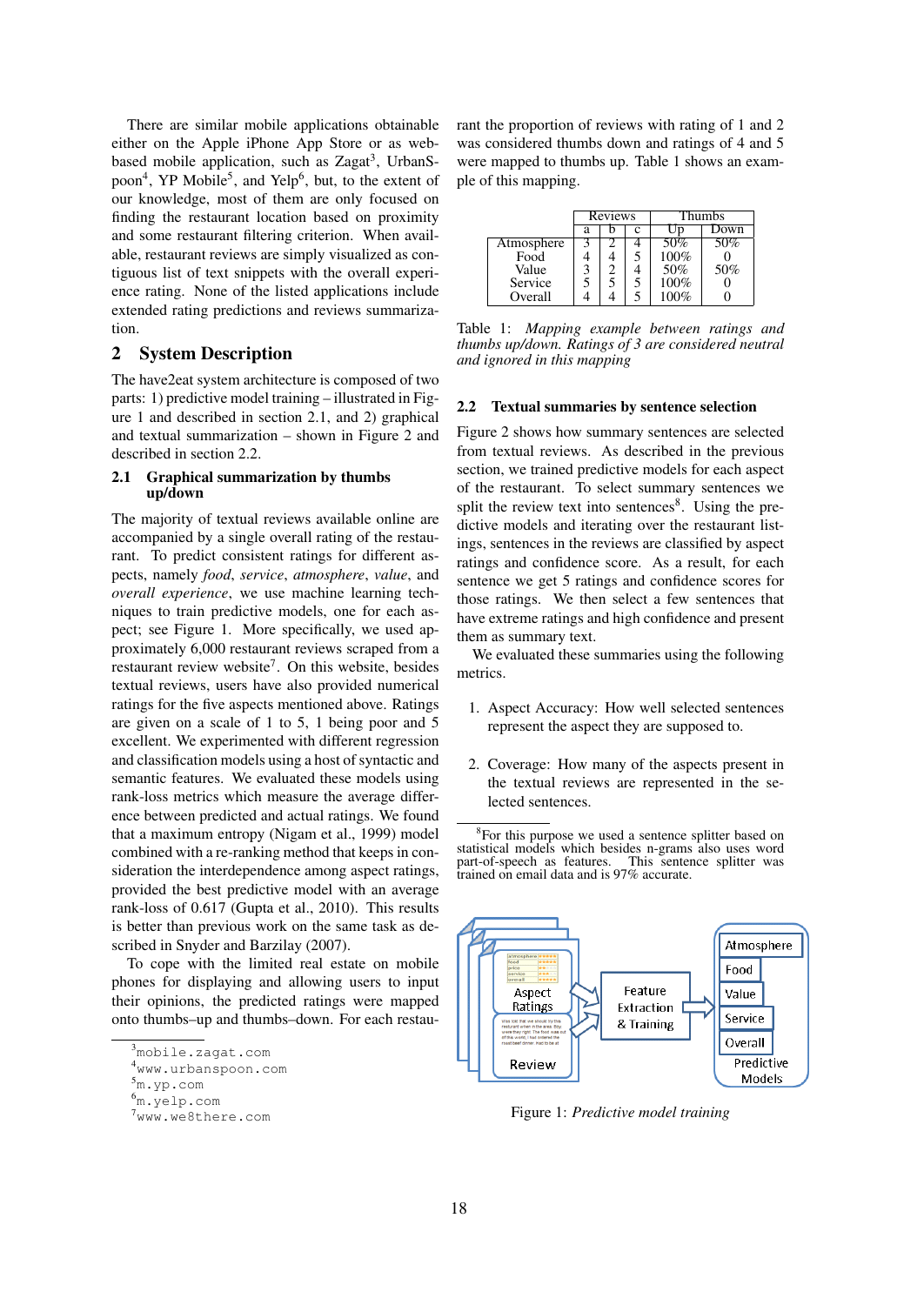There are similar mobile applications obtainable either on the Apple iPhone App Store or as web-based mobile application, such as Zagat[3], UrbanSpoon[4], YP Mobile[5], and Yelp[6], but, to the extent of our knowledge, most of them are only focused on finding the restaurant location based on proximity and some restaurant filtering criterion. When available, restaurant reviews are simply visualized as contiguous list of text snippets with the overall experience rating. None of the listed applications include extended rating predictions and reviews summarization.

## 2 System Description

The have2eat system architecture is composed of two parts: 1) predictive model training – illustrated in Figure 1 and described in section 2.1, and 2) graphical and textual summarization – shown in Figure 2 and described in section 2.2.

### 2.1 Graphical summarization by thumbs up/down

The majority of textual reviews available online are accompanied by a single overall rating of the restaurant. To predict consistent ratings for different aspects, namely *food*, *service*, *atmosphere*, *value*, and *overall experience*, we use machine learning techniques to train predictive models, one for each aspect; see Figure 1. More specifically, we used approximately 6,000 restaurant reviews scraped from a restaurant review website[7]. On this website, besides textual reviews, users have also provided numerical ratings for the five aspects mentioned above. Ratings are given on a scale of 1 to 5, 1 being poor and 5 excellent. We experimented with different regression and classification models using a host of syntactic and semantic features. We evaluated these models using rank-loss metrics which measure the average difference between predicted and actual ratings. We found that a maximum entropy (Nigam et al., 1999) model combined with a re-ranking method that keeps in consideration the interdependence among aspect ratings, provided the best predictive model with an average rank-loss of 0.617 (Gupta et al., 2010). This results is better than previous work on the same task as described in Snyder and Barzilay (2007).

To cope with the limited real estate on mobile phones for displaying and allowing users to input their opinions, the predicted ratings were mapped onto thumbs–up and thumbs–down. For each restaurant the proportion of reviews with rating of 1 and 2 was considered thumbs down and ratings of 4 and 5 were mapped to thumbs up. Table 1 shows an example of this mapping.

| | Reviews | | | Thumbs | |
|---|---|---|---|---|---|
| | a | b | c | Up | Down |
| Atmosphere | 3 | 2 | 4 | 50% | 50% |
| Food | 4 | 4 | 5 | 100% | 0 |
| Value | 3 | 2 | 4 | 50% | 50% |
| Service | 5 | 5 | 5 | 100% | 0 |
| Overall | 4 | 4 | 5 | 100% | 0 |

Table 1: *Mapping example between ratings and thumbs up/down. Ratings of 3 are considered neutral and ignored in this mapping*

### 2.2 Textual summaries by sentence selection

Figure 2 shows how summary sentences are selected from textual reviews. As described in the previous section, we have trained predictive models for each aspect of the restaurant. To select summary sentences we split the review text into sentences[8]. Using the predictive models and iterating over the restaurant listings, sentences in the reviews are classified by aspect ratings and confidence score. As a result, for each sentence we get 5 ratings and confidence scores for those ratings. We then select a few sentences that have extreme ratings and high confidence and present them as summary text.

We evaluated these summaries using the following metrics.

1. Aspect Accuracy: How well selected sentences represent the aspect they are supposed to.
2. Coverage: How many of the aspects present in the textual reviews are represented in the selected sentences.

[8]For this purpose we used a sentence splitter based on statistical models which besides n-grams also uses word part-of-speech as features. This sentence splitter was trained on email data and is 97% accurate.

Figure 1: *Predictive model training*

[3]mobile.zagat.com
[4]www.urbanspoon.com
[5]m.yp.com
[6]m.yelp.com
[7]www.we8there.com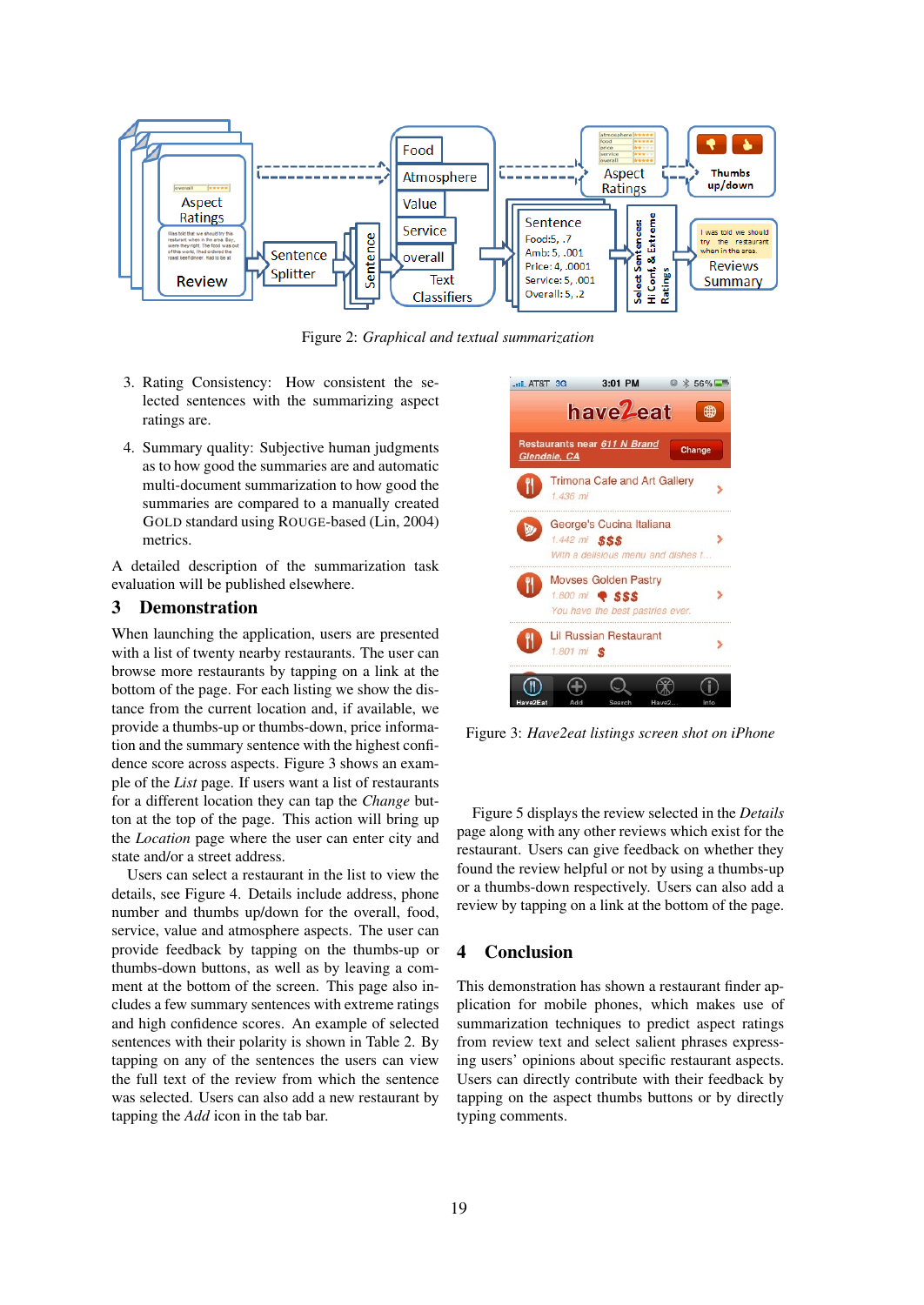Figure 2: *Graphical and textual summarization*

3. Rating Consistency: How consistent the selected sentences with the summarizing aspect ratings are.
4. Summary quality: Subjective human judgments as to how good the summaries are and automatic multi-document summarization to how good the summaries are compared to a manually created GOLD standard using ROUGE-based (Lin, 2004) metrics.

A detailed description of the summarization task evaluation will be published elsewhere.

## 3 Demonstration

When launching the application, users are presented with a list of twenty nearby restaurants. The user can browse more restaurants by tapping on a link at the bottom of the page. For each listing we show the distance from the current location and, if available, we provide a thumbs-up or thumbs-down, price information and the summary sentence with the highest confidence score across aspects. Figure 3 shows an example of the *List* page. If users want a list of restaurants for a different location they can tap the *Change* button at the top of the page. This action will bring up the *Location* page where the user can enter city and state and/or a street address.

Users can select a restaurant in the list to view the details, see Figure 4. Details include address, phone number and thumbs up/down for the overall, food, service, value and atmosphere aspects. The user can provide feedback by tapping on the thumbs-up or thumbs-down buttons, as well as by leaving a comment at the bottom of the screen. This page also includes a few summary sentences with extreme ratings and high confidence scores. An example of selected sentences with their polarity is shown in Table 2. By tapping on any of the sentences the users can view the full text of the review from which the sentence was selected. Users can also add a new restaurant by tapping the *Add* icon in the tab bar.

Figure 3: *Have2eat listings screen shot on iPhone*

Figure 5 displays the review selected in the *Details* page along with any other reviews which exist for the restaurant. Users can give feedback on whether they found the review helpful or not by using a thumbs-up or a thumbs-down respectively. Users can also add a review by tapping on a link at the bottom of the page.

## 4 Conclusion

This demonstration has shown a restaurant finder application for mobile phones, which makes use of summarization techniques to predict aspect ratings from review text and select salient phrases expressing users' opinions about specific restaurant aspects. Users can directly contribute with their feedback by tapping on the aspect thumbs buttons or by directly typing comments.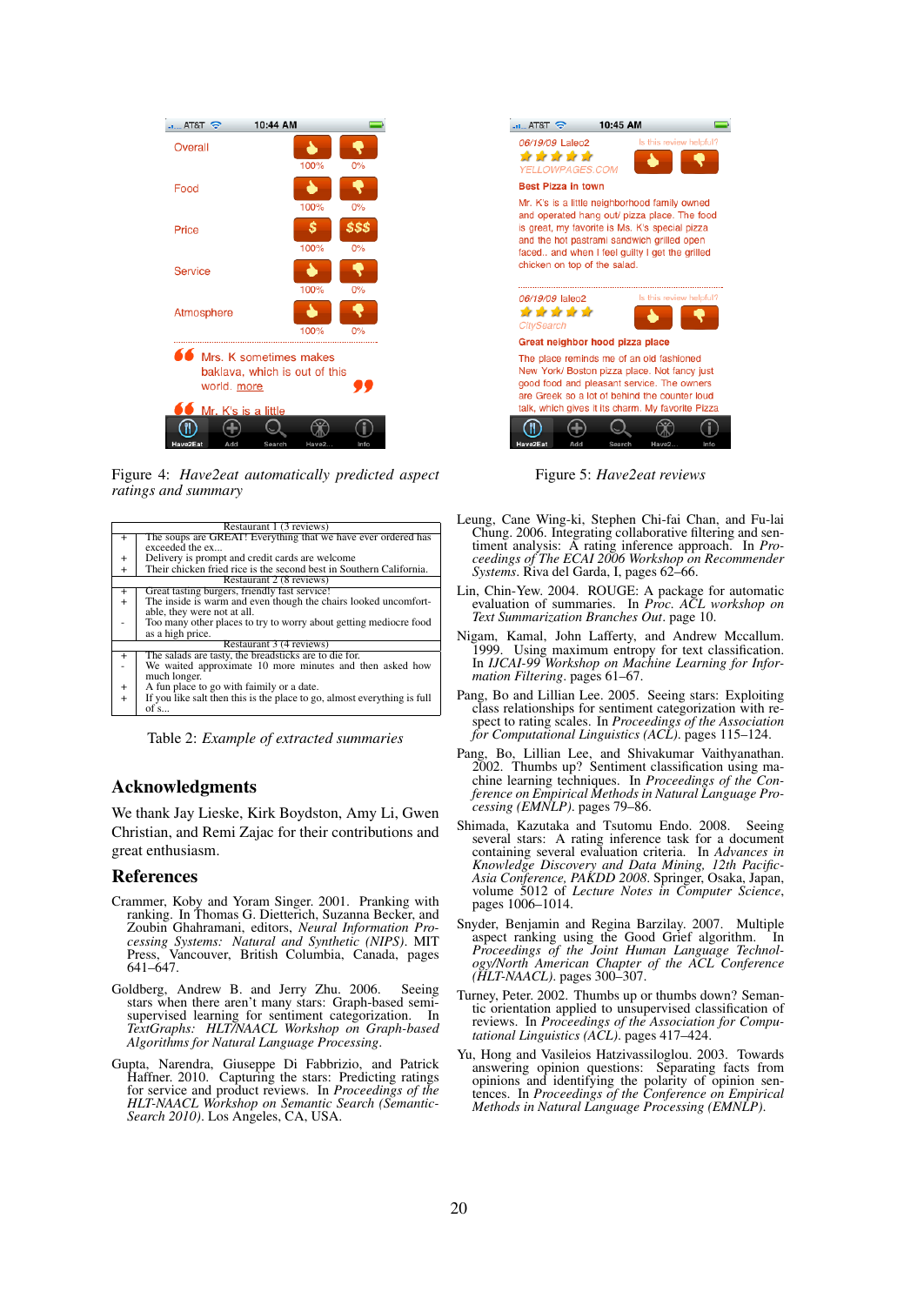Figure 4: *Have2eat automatically predicted aspect ratings and summary*

Figure 5: *Have2eat reviews*

| | |
|---|---|
| | Restaurant 1 (3 reviews) |
| + | The soups are GREAT! Everything that we have ever ordered has exceeded the ex... |
| + | Delivery is prompt and credit cards are welcome |
| + | Their chicken fried rice is the second best in Southern California. |
| | Restaurant 2 (8 reviews) |
| + | Great tasting burgers, friendly fast service! |
| + | The inside is warm and even though the chairs looked uncomfortable, they were not at all. |
| - | Too many other places to try to worry about getting mediocre food as a high price. |
| | Restaurant 3 (4 reviews) |
| + | The salads are tasty, the breadsticks are to die for. |
| - | We waited approximate 10 more minutes and then asked how much longer. |
| + | A fun place to go with faimily or a date. |
| + | If you like salt then this is the place to go, almost everything is full of s... |

Table 2: *Example of extracted summaries*

## Acknowledgments

We thank Jay Lieske, Kirk Boydston, Amy Li, Gwen Christian, and Remi Zajac for their contributions and great enthusiasm.

## References

Crammer, Koby and Yoram Singer. 2001. Pranking with ranking. In Thomas G. Dietterich, Suzanna Becker, and Zoubin Ghahramani, editors, *Neural Information Processing Systems: Natural and Synthetic (NIPS)*. MIT Press, Vancouver, British Columbia, Canada, pages 641–647.

Goldberg, Andrew B. and Jerry Zhu. 2006. Seeing stars when there aren't many stars: Graph-based semi-supervised learning for sentiment categorization. In *TextGraphs: HLT/NAACL Workshop on Graph-based Algorithms for Natural Language Processing*.

Gupta, Narendra, Giuseppe Di Fabbrizio, and Patrick Haffner. 2010. Capturing the stars: Predicting ratings for service and product reviews. In *Proceedings of the HLT-NAACL Workshop on Semantic Search (SemanticSearch 2010)*. Los Angeles, CA, USA.

Leung, Cane Wing-ki, Stephen Chi-fai Chan, and Fu-lai Chung. 2006. Integrating collaborative filtering and sentiment analysis: A rating inference approach. In *Proceedings of The ECAI 2006 Workshop on Recommender Systems*. Riva del Garda, I, pages 62–66.

Lin, Chin-Yew. 2004. ROUGE: A package for automatic evaluation of summaries. In *Proc. ACL workshop on Text Summarization Branches Out*. page 10.

Nigam, Kamal, John Lafferty, and Andrew Mccallum. 1999. Using maximum entropy for text classification. In *IJCAI-99 Workshop on Machine Learning for Information Filtering*. pages 61–67.

Pang, Bo and Lillian Lee. 2005. Seeing stars: Exploiting class relationships for sentiment categorization with respect to rating scales. In *Proceedings of the Association for Computational Linguistics (ACL)*. pages 115–124.

Pang, Bo, Lillian Lee, and Shivakumar Vaithyanathan. 2002. Thumbs up? Sentiment classification using machine learning techniques. In *Proceedings of the Conference on Empirical Methods in Natural Language Processing (EMNLP)*. pages 79–86.

Shimada, Kazutaka and Tsutomu Endo. 2008. Seeing several stars: A rating inference task for a document containing several evaluation criteria. In *Advances in Knowledge Discovery and Data Mining, 12th Pacific-Asia Conference, PAKDD 2008*. Springer, Osaka, Japan, volume 5012 of *Lecture Notes in Computer Science*, pages 1006–1014.

Snyder, Benjamin and Regina Barzilay. 2007. Multiple aspect ranking using the Good Grief algorithm. In *Proceedings of the Joint Human Language Technology/North American Chapter of the ACL Conference (HLT-NAACL)*. pages 300–307.

Turney, Peter. 2002. Thumbs up or thumbs down? Semantic orientation applied to unsupervised classification of reviews. In *Proceedings of the Association for Computational Linguistics (ACL)*. pages 417–424.

Yu, Hong and Vasileios Hatzivassiloglou. 2003. Towards answering opinion questions: Separating facts from opinions and identifying the polarity of opinion sentences. In *Proceedings of the Conference on Empirical Methods in Natural Language Processing (EMNLP)*.